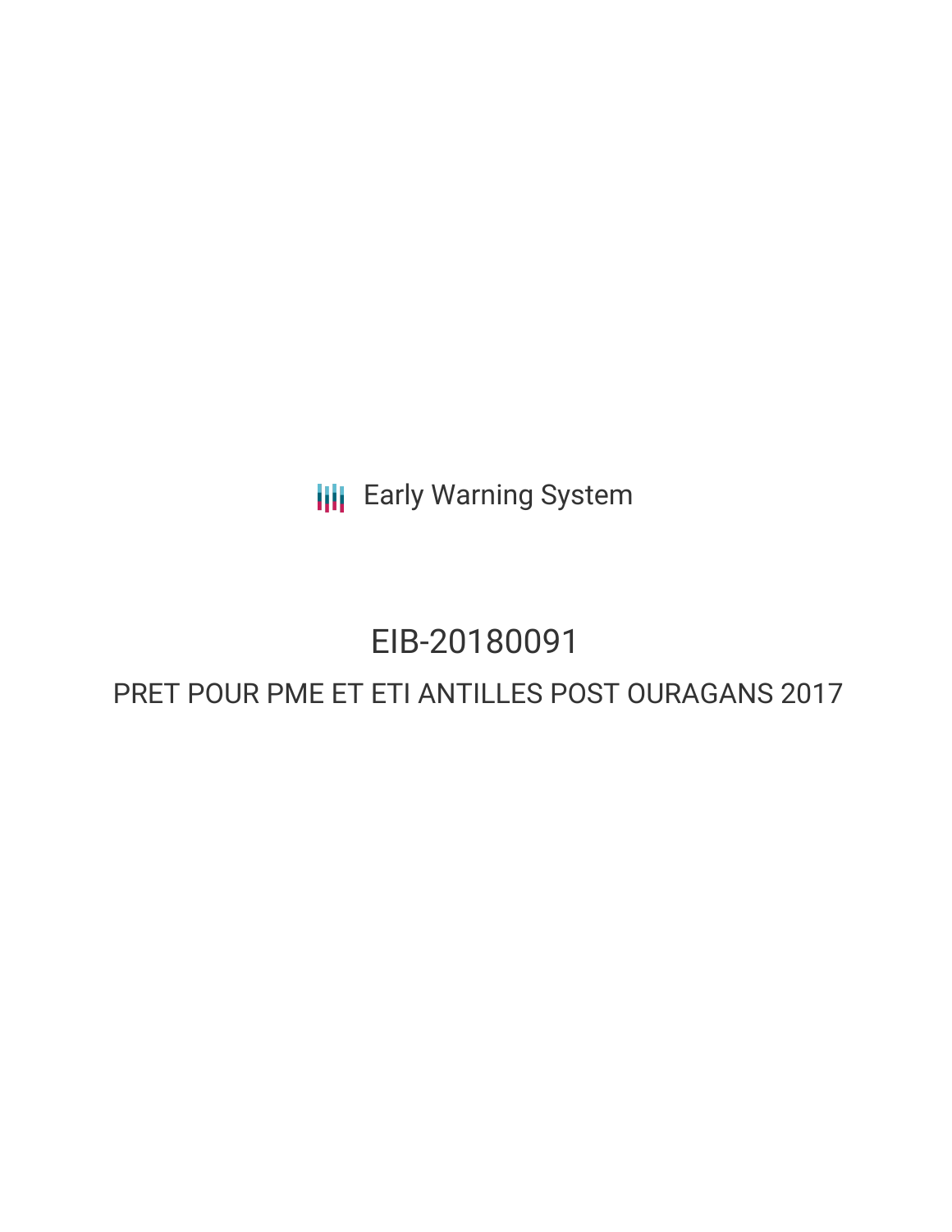Early Warning System

# EIB-20180091

## PRET POUR PME ET ETI ANTILLES POST OURAGANS 2017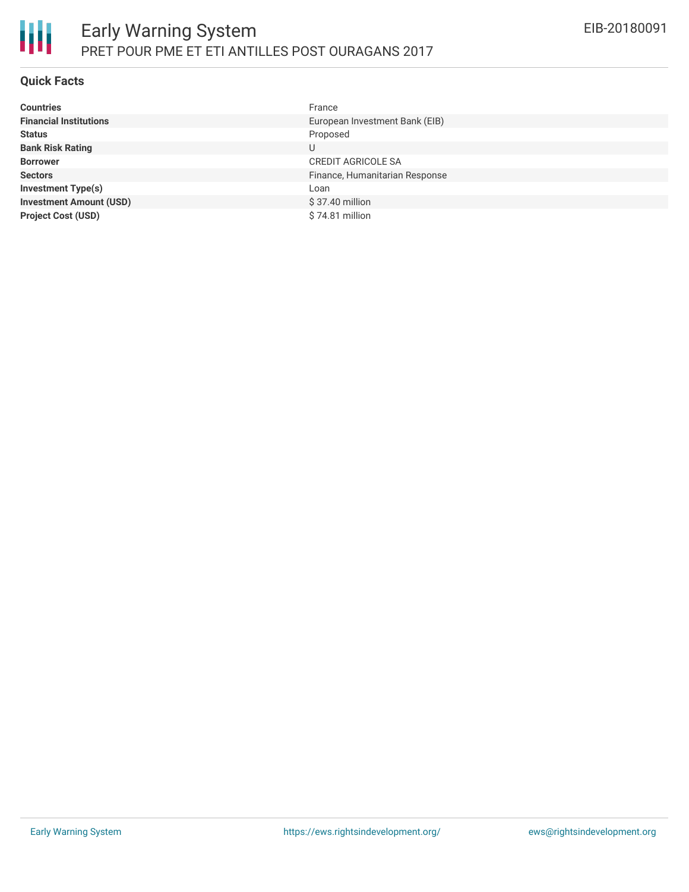## Quick Facts

| | |
|---|---|
| **Countries** | France |
| **Financial Institutions** | European Investment Bank (EIB) |
| **Status** | Proposed |
| **Bank Risk Rating** | U |
| **Borrower** | CREDIT AGRICOLE SA |
| **Sectors** | Finance, Humanitarian Response |
| **Investment Type(s)** | Loan |
| **Investment Amount (USD)** | $ 37.40 million |
| **Project Cost (USD)** | $ 74.81 million |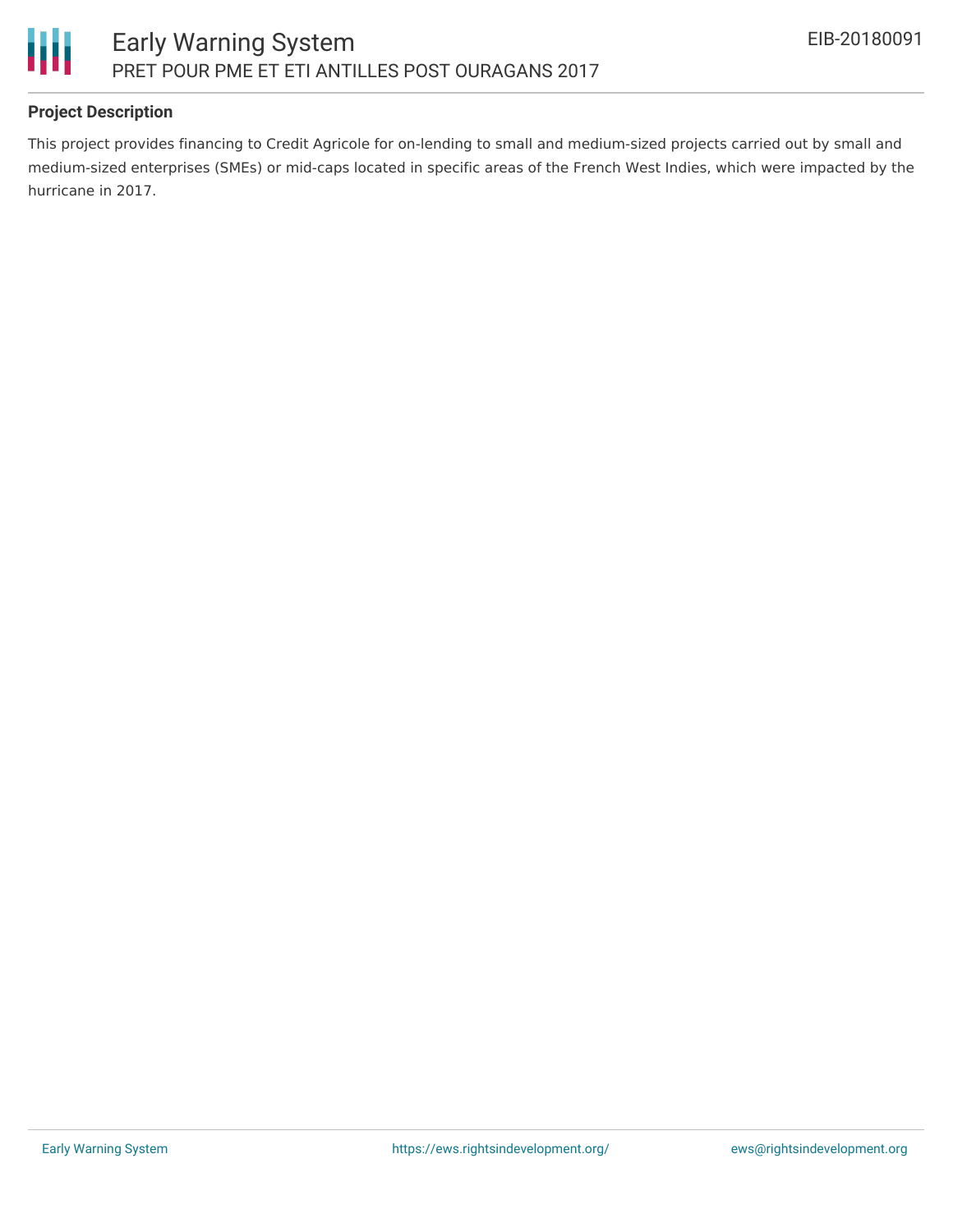### Project Description

This project provides financing to Credit Agricole for on-lending to small and medium-sized projects carried out by small and medium-sized enterprises (SMEs) or mid-caps located in specific areas of the French West Indies, which were impacted by the hurricane in 2017.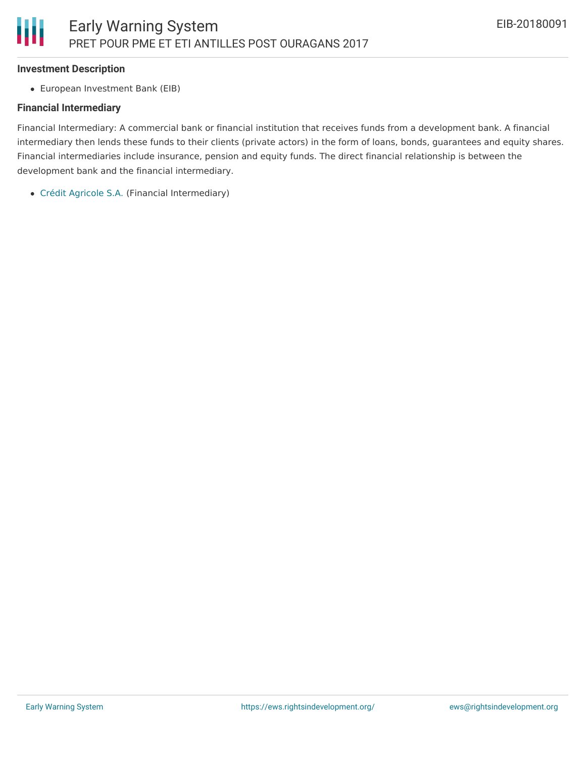#### Investment Description

- European Investment Bank (EIB)

#### Financial Intermediary

Financial Intermediary: A commercial bank or financial institution that receives funds from a development bank. A financial intermediary then lends these funds to their clients (private actors) in the form of loans, bonds, guarantees and equity shares. Financial intermediaries include insurance, pension and equity funds. The direct financial relationship is between the development bank and the financial intermediary.

- Crédit Agricole S.A. (Financial Intermediary)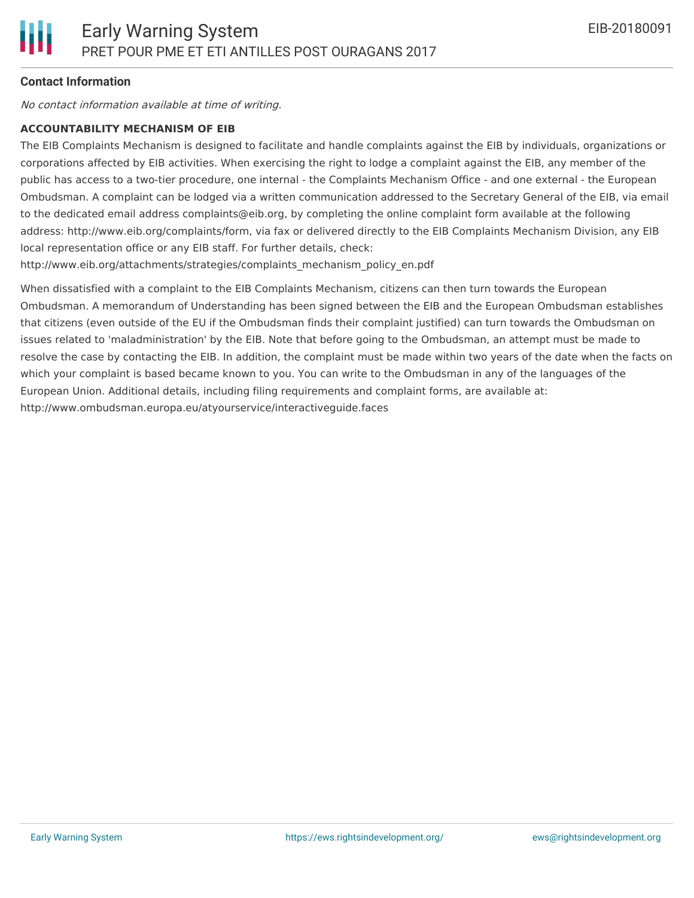### Contact Information

*No contact information available at time of writing.*

**ACCOUNTABILITY MECHANISM OF EIB**

The EIB Complaints Mechanism is designed to facilitate and handle complaints against the EIB by individuals, organizations or corporations affected by EIB activities. When exercising the right to lodge a complaint against the EIB, any member of the public has access to a two-tier procedure, one internal - the Complaints Mechanism Office - and one external - the European Ombudsman. A complaint can be lodged via a written communication addressed to the Secretary General of the EIB, via email to the dedicated email address complaints@eib.org, by completing the online complaint form available at the following address: http://www.eib.org/complaints/form, via fax or delivered directly to the EIB Complaints Mechanism Division, any EIB local representation office or any EIB staff. For further details, check: http://www.eib.org/attachments/strategies/complaints_mechanism_policy_en.pdf

When dissatisfied with a complaint to the EIB Complaints Mechanism, citizens can then turn towards the European Ombudsman. A memorandum of Understanding has been signed between the EIB and the European Ombudsman establishes that citizens (even outside of the EU if the Ombudsman finds their complaint justified) can turn towards the Ombudsman on issues related to 'maladministration' by the EIB. Note that before going to the Ombudsman, an attempt must be made to resolve the case by contacting the EIB. In addition, the complaint must be made within two years of the date when the facts on which your complaint is based became known to you. You can write to the Ombudsman in any of the languages of the European Union. Additional details, including filing requirements and complaint forms, are available at: http://www.ombudsman.europa.eu/atyourservice/interactiveguide.faces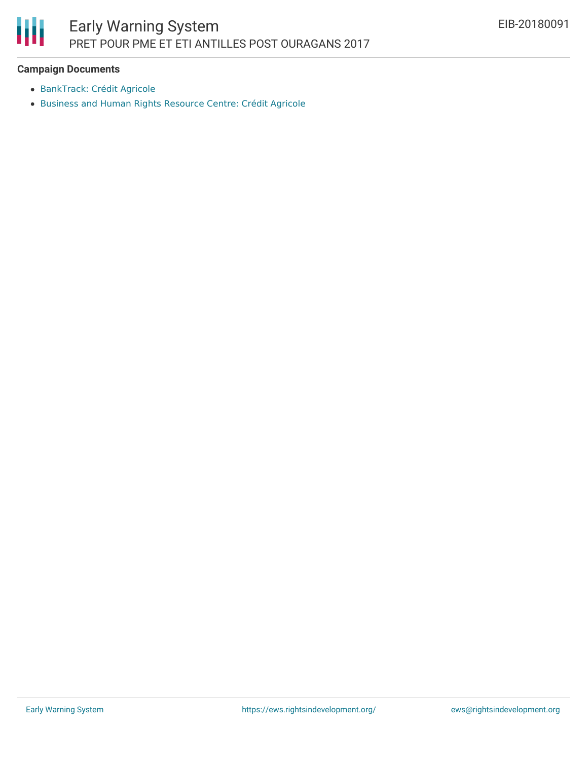**Campaign Documents**

- BankTrack: Crédit Agricole
- Business and Human Rights Resource Centre: Crédit Agricole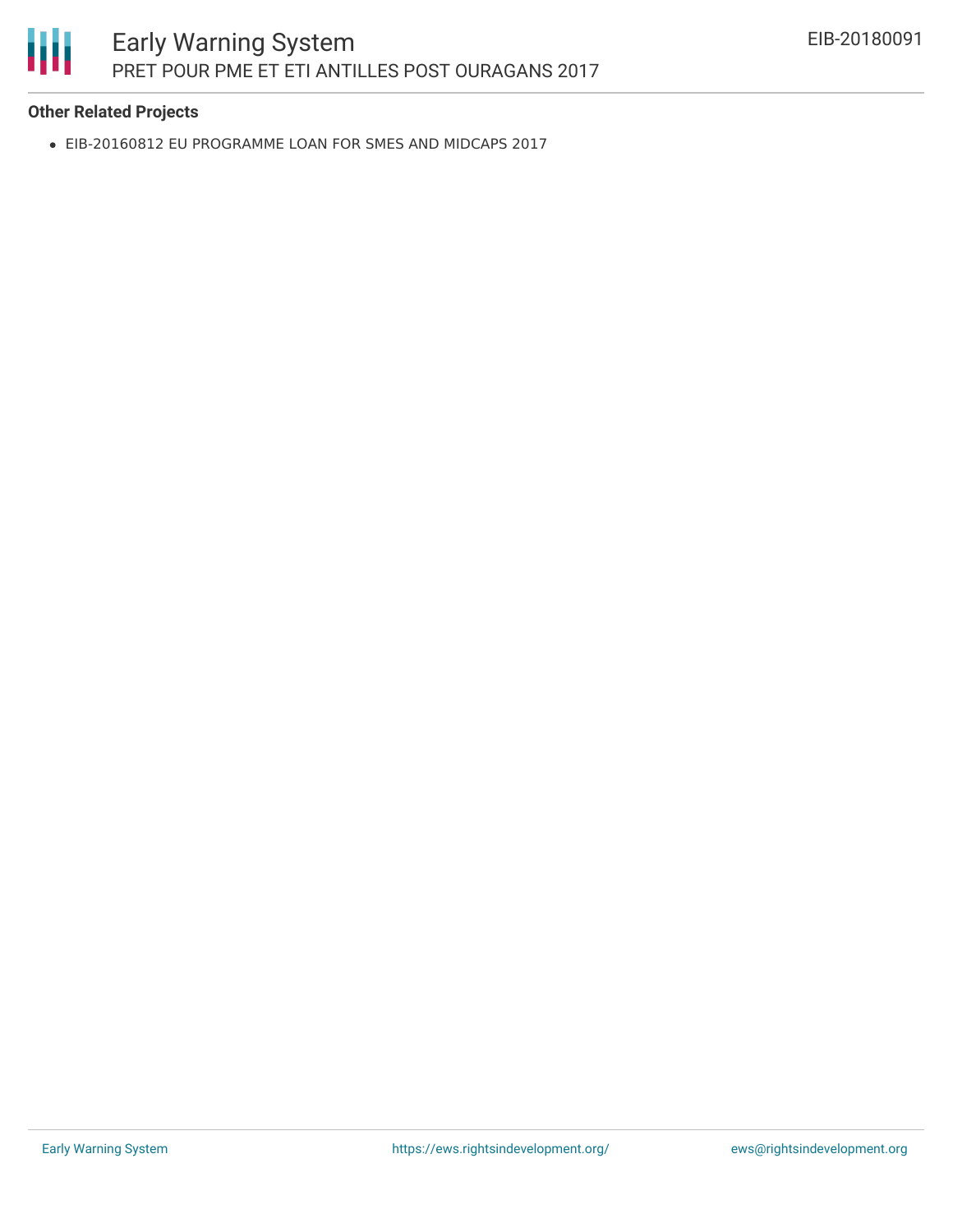**Other Related Projects**

- EIB-20160812 EU PROGRAMME LOAN FOR SMES AND MIDCAPS 2017